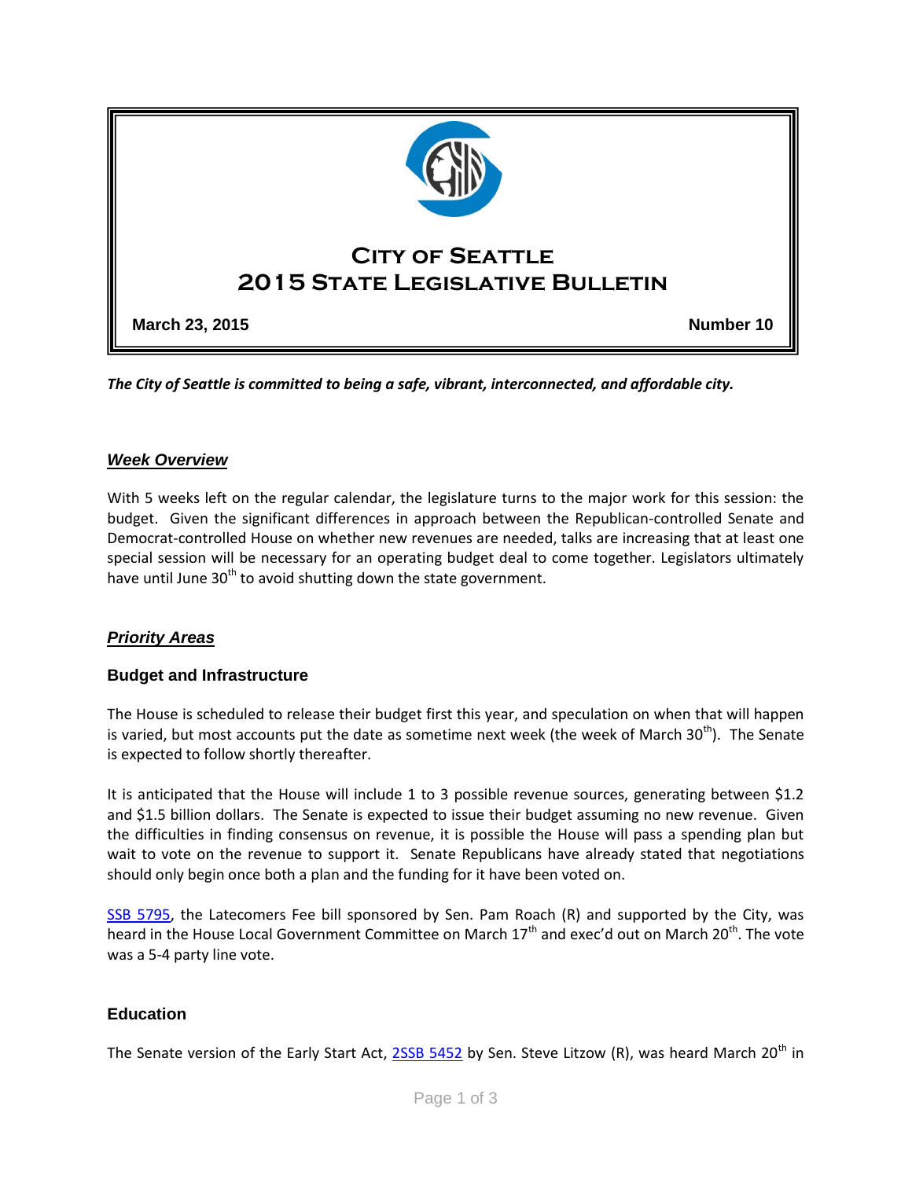# City of Seattle 2015 State Legislative Bulletin

**March 23, 2015** **Number 10**

***The City of Seattle is committed to being a safe, vibrant, interconnected, and affordable city.***

## ***Week Overview***

With 5 weeks left on the regular calendar, the legislature turns to the major work for this session: the budget. Given the significant differences in approach between the Republican-controlled Senate and Democrat-controlled House on whether new revenues are needed, talks are increasing that at least one special session will be necessary for an operating budget deal to come together. Legislators ultimately have until June 30th to avoid shutting down the state government.

## ***Priority Areas***

### **Budget and Infrastructure**

The House is scheduled to release their budget first this year, and speculation on when that will happen is varied, but most accounts put the date as sometime next week (the week of March 30th). The Senate is expected to follow shortly thereafter.

It is anticipated that the House will include 1 to 3 possible revenue sources, generating between $1.2 and $1.5 billion dollars. The Senate is expected to issue their budget assuming no new revenue. Given the difficulties in finding consensus on revenue, it is possible the House will pass a spending plan but wait to vote on the revenue to support it. Senate Republicans have already stated that negotiations should only begin once both a plan and the funding for it have been voted on.

SSB 5795, the Latecomers Fee bill sponsored by Sen. Pam Roach (R) and supported by the City, was heard in the House Local Government Committee on March 17th and exec'd out on March 20th. The vote was a 5-4 party line vote.

### **Education**

The Senate version of the Early Start Act, 2SSB 5452 by Sen. Steve Litzow (R), was heard March 20th in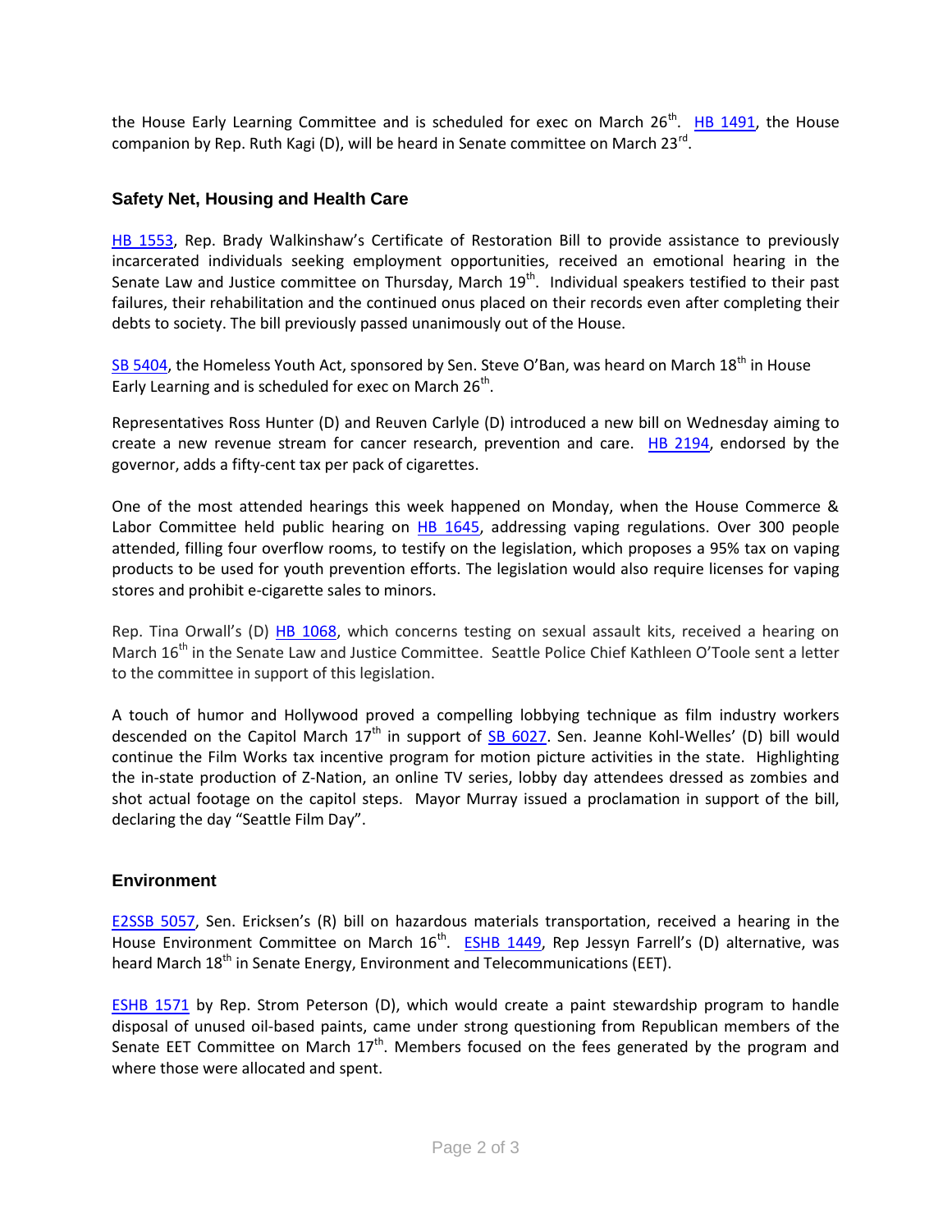the House Early Learning Committee and is scheduled for exec on March 26th. HB 1491, the House companion by Rep. Ruth Kagi (D), will be heard in Senate committee on March 23rd.

## Safety Net, Housing and Health Care

HB 1553, Rep. Brady Walkinshaw's Certificate of Restoration Bill to provide assistance to previously incarcerated individuals seeking employment opportunities, received an emotional hearing in the Senate Law and Justice committee on Thursday, March 19th. Individual speakers testified to their past failures, their rehabilitation and the continued onus placed on their records even after completing their debts to society. The bill previously passed unanimously out of the House.

SB 5404, the Homeless Youth Act, sponsored by Sen. Steve O'Ban, was heard on March 18th in House Early Learning and is scheduled for exec on March 26th.

Representatives Ross Hunter (D) and Reuven Carlyle (D) introduced a new bill on Wednesday aiming to create a new revenue stream for cancer research, prevention and care. HB 2194, endorsed by the governor, adds a fifty-cent tax per pack of cigarettes.

One of the most attended hearings this week happened on Monday, when the House Commerce & Labor Committee held public hearing on HB 1645, addressing vaping regulations. Over 300 people attended, filling four overflow rooms, to testify on the legislation, which proposes a 95% tax on vaping products to be used for youth prevention efforts. The legislation would also require licenses for vaping stores and prohibit e-cigarette sales to minors.

Rep. Tina Orwall's (D) HB 1068, which concerns testing on sexual assault kits, received a hearing on March 16th in the Senate Law and Justice Committee. Seattle Police Chief Kathleen O'Toole sent a letter to the committee in support of this legislation.

A touch of humor and Hollywood proved a compelling lobbying technique as film industry workers descended on the Capitol March 17th in support of SB 6027. Sen. Jeanne Kohl-Welles' (D) bill would continue the Film Works tax incentive program for motion picture activities in the state. Highlighting the in-state production of Z-Nation, an online TV series, lobby day attendees dressed as zombies and shot actual footage on the capitol steps. Mayor Murray issued a proclamation in support of the bill, declaring the day "Seattle Film Day".

## Environment

E2SSB 5057, Sen. Ericksen's (R) bill on hazardous materials transportation, received a hearing in the House Environment Committee on March 16th. ESHB 1449, Rep Jessyn Farrell's (D) alternative, was heard March 18th in Senate Energy, Environment and Telecommunications (EET).

ESHB 1571 by Rep. Strom Peterson (D), which would create a paint stewardship program to handle disposal of unused oil-based paints, came under strong questioning from Republican members of the Senate EET Committee on March 17th. Members focused on the fees generated by the program and where those were allocated and spent.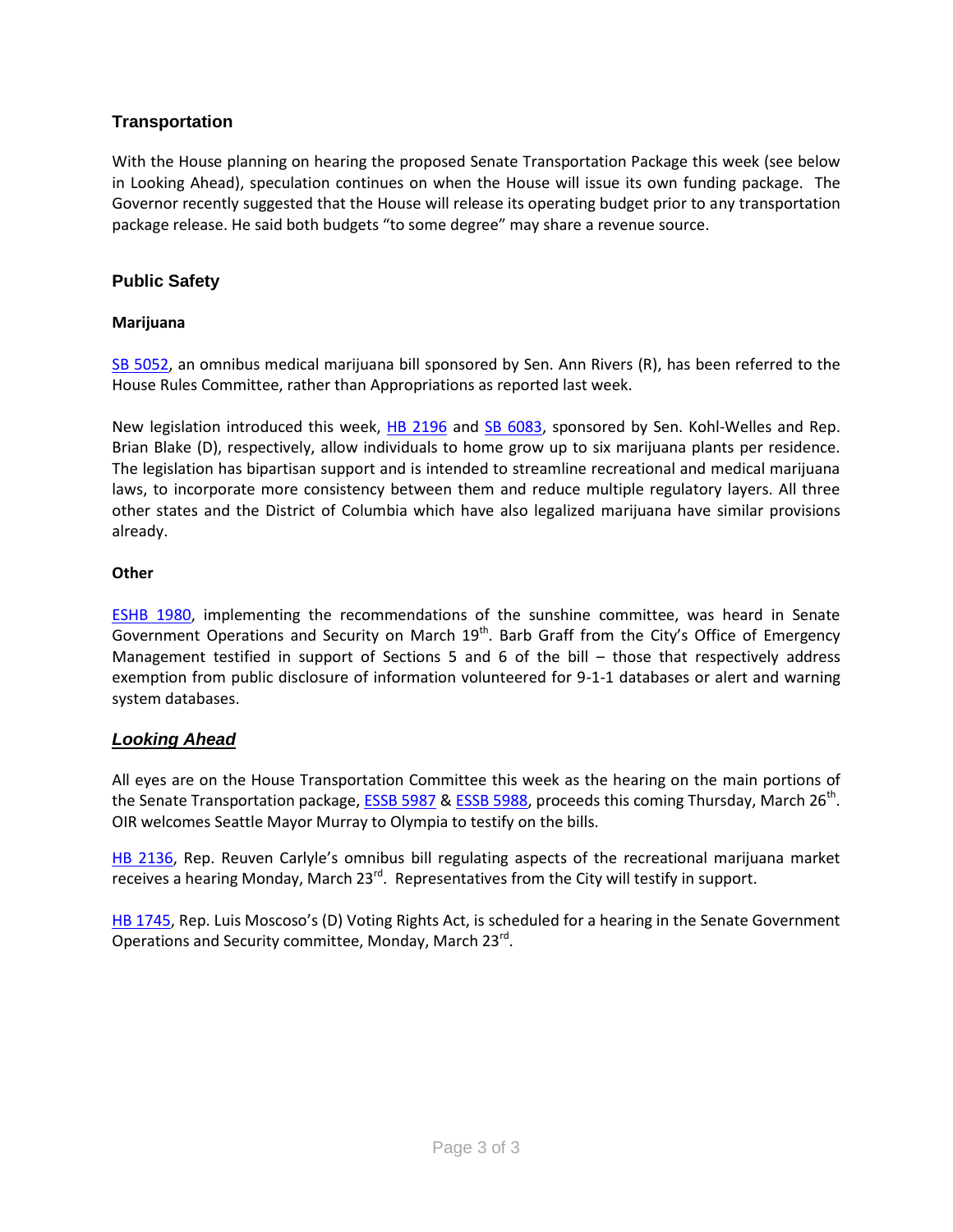## Transportation

With the House planning on hearing the proposed Senate Transportation Package this week (see below in Looking Ahead), speculation continues on when the House will issue its own funding package. The Governor recently suggested that the House will release its operating budget prior to any transportation package release. He said both budgets "to some degree" may share a revenue source.

## Public Safety

### Marijuana

SB 5052, an omnibus medical marijuana bill sponsored by Sen. Ann Rivers (R), has been referred to the House Rules Committee, rather than Appropriations as reported last week.

New legislation introduced this week, HB 2196 and SB 6083, sponsored by Sen. Kohl-Welles and Rep. Brian Blake (D), respectively, allow individuals to home grow up to six marijuana plants per residence. The legislation has bipartisan support and is intended to streamline recreational and medical marijuana laws, to incorporate more consistency between them and reduce multiple regulatory layers. All three other states and the District of Columbia which have also legalized marijuana have similar provisions already.

### Other

ESHB 1980, implementing the recommendations of the sunshine committee, was heard in Senate Government Operations and Security on March 19th. Barb Graff from the City's Office of Emergency Management testified in support of Sections 5 and 6 of the bill – those that respectively address exemption from public disclosure of information volunteered for 9-1-1 databases or alert and warning system databases.

## *Looking Ahead*

All eyes are on the House Transportation Committee this week as the hearing on the main portions of the Senate Transportation package, ESSB 5987 & ESSB 5988, proceeds this coming Thursday, March 26th. OIR welcomes Seattle Mayor Murray to Olympia to testify on the bills.

HB 2136, Rep. Reuven Carlyle's omnibus bill regulating aspects of the recreational marijuana market receives a hearing Monday, March 23rd. Representatives from the City will testify in support.

HB 1745, Rep. Luis Moscoso's (D) Voting Rights Act, is scheduled for a hearing in the Senate Government Operations and Security committee, Monday, March 23rd.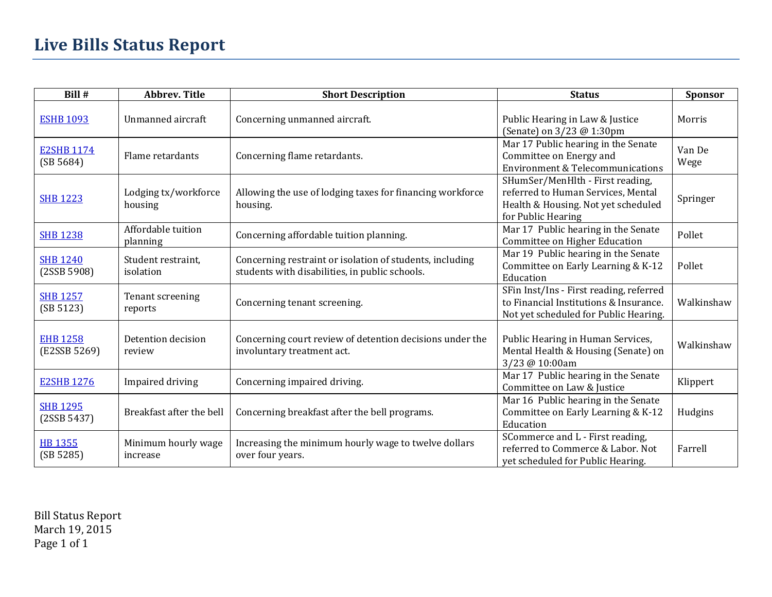# Live Bills Status Report

| Bill # | Abbrev. Title | Short Description | Status | Sponsor |
|---|---|---|---|---|
| ESHB 1093 | Unmanned aircraft | Concerning unmanned aircraft. | Public Hearing in Law & Justice (Senate) on 3/23 @ 1:30pm | Morris |
| E2SHB 1174 (SB 5684) | Flame retardants | Concerning flame retardants. | Mar 17 Public hearing in the Senate Committee on Energy and Environment & Telecommunications | Van De Wege |
| SHB 1223 | Lodging tx/workforce housing | Allowing the use of lodging taxes for financing workforce housing. | SHumSer/MenHlth - First reading, referred to Human Services, Mental Health & Housing. Not yet scheduled for Public Hearing | Springer |
| SHB 1238 | Affordable tuition planning | Concerning affordable tuition planning. | Mar 17 Public hearing in the Senate Committee on Higher Education | Pollet |
| SHB 1240 (2SSB 5908) | Student restraint, isolation | Concerning restraint or isolation of students, including students with disabilities, in public schools. | Mar 19 Public hearing in the Senate Committee on Early Learning & K-12 Education | Pollet |
| SHB 1257 (SB 5123) | Tenant screening reports | Concerning tenant screening. | SFin Inst/Ins - First reading, referred to Financial Institutions & Insurance. Not yet scheduled for Public Hearing. | Walkinshaw |
| EHB 1258 (E2SSB 5269) | Detention decision review | Concerning court review of detention decisions under the involuntary treatment act. | Public Hearing in Human Services, Mental Health & Housing (Senate) on 3/23 @ 10:00am | Walkinshaw |
| E2SHB 1276 | Impaired driving | Concerning impaired driving. | Mar 17 Public hearing in the Senate Committee on Law & Justice | Klippert |
| SHB 1295 (2SSB 5437) | Breakfast after the bell | Concerning breakfast after the bell programs. | Mar 16 Public hearing in the Senate Committee on Early Learning & K-12 Education | Hudgins |
| HB 1355 (SB 5285) | Minimum hourly wage increase | Increasing the minimum hourly wage to twelve dollars over four years. | SCommerce and L - First reading, referred to Commerce & Labor. Not yet scheduled for Public Hearing. | Farrell |

Bill Status Report
March 19, 2015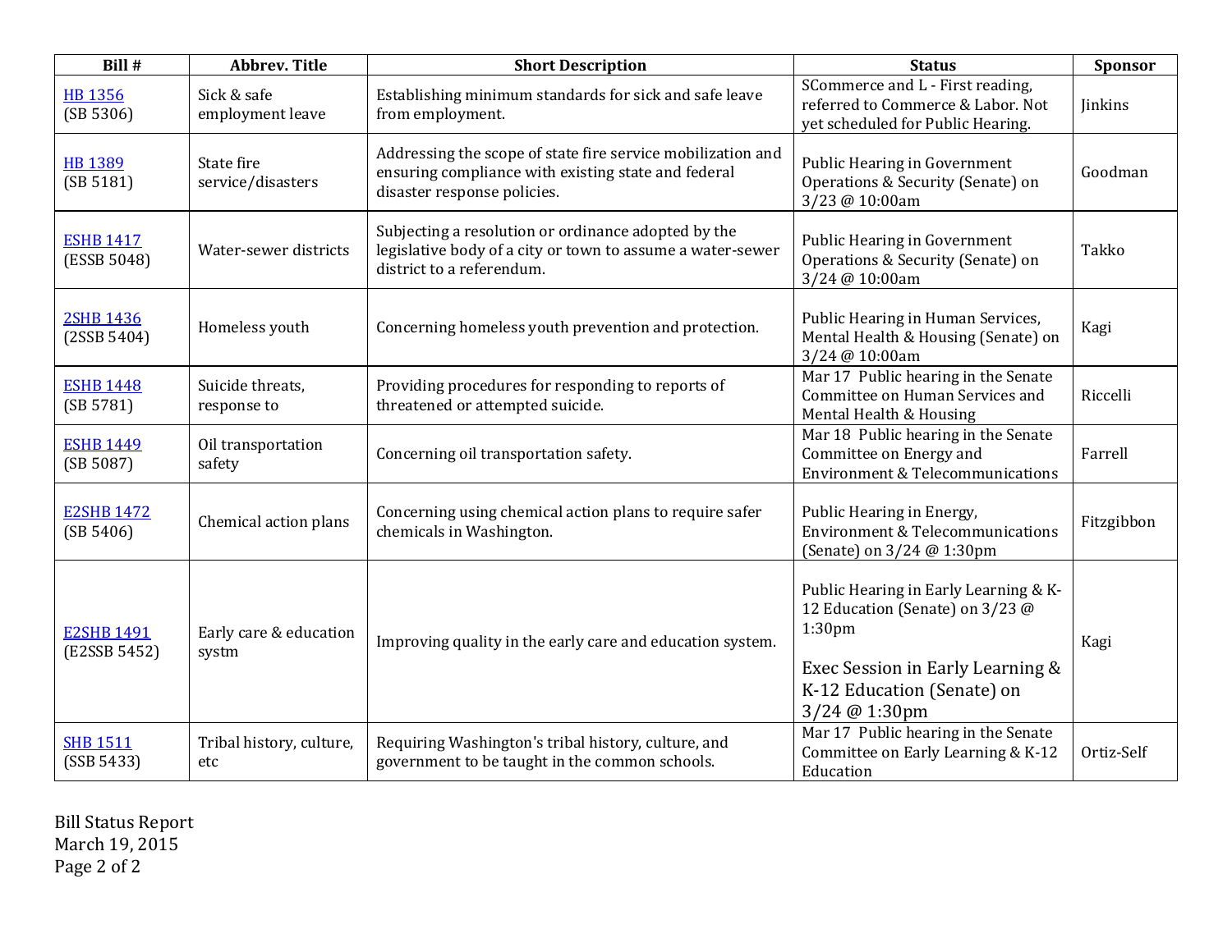| Bill # | Abbrev. Title | Short Description | Status | Sponsor |
|---|---|---|---|---|
| HB 1356 (SB 5306) | Sick & safe employment leave | Establishing minimum standards for sick and safe leave from employment. | SCommerce and L - First reading, referred to Commerce & Labor. Not yet scheduled for Public Hearing. | Jinkins |
| HB 1389 (SB 5181) | State fire service/disasters | Addressing the scope of state fire service mobilization and ensuring compliance with existing state and federal disaster response policies. | Public Hearing in Government Operations & Security (Senate) on 3/23 @ 10:00am | Goodman |
| ESHB 1417 (ESSB 5048) | Water-sewer districts | Subjecting a resolution or ordinance adopted by the legislative body of a city or town to assume a water-sewer district to a referendum. | Public Hearing in Government Operations & Security (Senate) on 3/24 @ 10:00am | Takko |
| 2SHB 1436 (2SSB 5404) | Homeless youth | Concerning homeless youth prevention and protection. | Public Hearing in Human Services, Mental Health & Housing (Senate) on 3/24 @ 10:00am | Kagi |
| ESHB 1448 (SB 5781) | Suicide threats, response to | Providing procedures for responding to reports of threatened or attempted suicide. | Mar 17 Public hearing in the Senate Committee on Human Services and Mental Health & Housing | Riccelli |
| ESHB 1449 (SB 5087) | Oil transportation safety | Concerning oil transportation safety. | Mar 18 Public hearing in the Senate Committee on Energy and Environment & Telecommunications | Farrell |
| E2SHB 1472 (SB 5406) | Chemical action plans | Concerning using chemical action plans to require safer chemicals in Washington. | Public Hearing in Energy, Environment & Telecommunications (Senate) on 3/24 @ 1:30pm | Fitzgibbon |
| E2SHB 1491 (E2SSB 5452) | Early care & education systm | Improving quality in the early care and education system. | Public Hearing in Early Learning & K-12 Education (Senate) on 3/23 @ 1:30pm<br><br>Exec Session in Early Learning & K-12 Education (Senate) on 3/24 @ 1:30pm | Kagi |
| SHB 1511 (SSB 5433) | Tribal history, culture, etc | Requiring Washington's tribal history, culture, and government to be taught in the common schools. | Mar 17 Public hearing in the Senate Committee on Early Learning & K-12 Education | Ortiz-Self |

Bill Status Report
March 19, 2015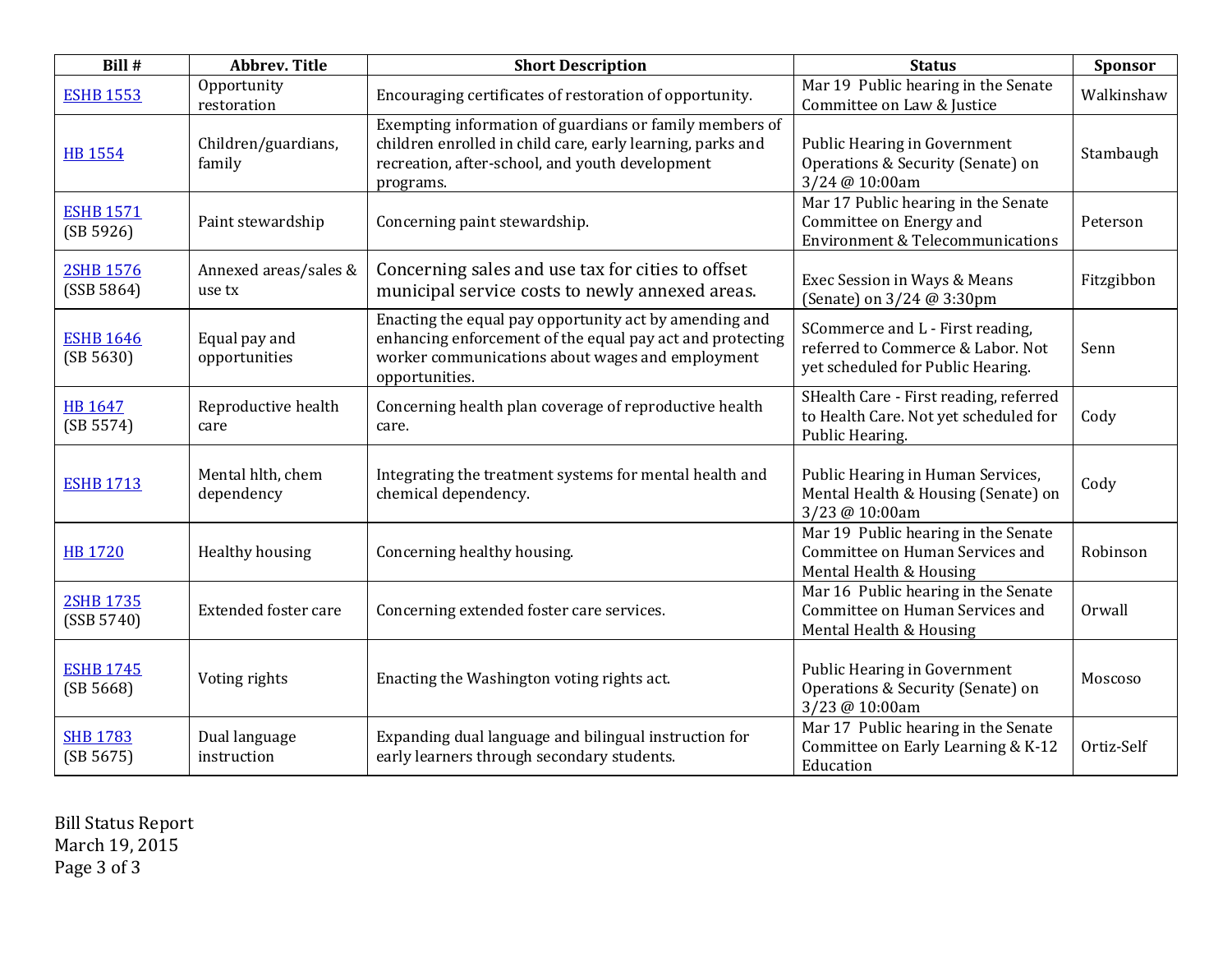| Bill # | Abbrev. Title | Short Description | Status | Sponsor |
| --- | --- | --- | --- | --- |
| ESHB 1553 | Opportunity restoration | Encouraging certificates of restoration of opportunity. | Mar 19 Public hearing in the Senate Committee on Law & Justice | Walkinshaw |
| HB 1554 | Children/guardians, family | Exempting information of guardians or family members of children enrolled in child care, early learning, parks and recreation, after-school, and youth development programs. | Public Hearing in Government Operations & Security (Senate) on 3/24 @ 10:00am | Stambaugh |
| ESHB 1571 (SB 5926) | Paint stewardship | Concerning paint stewardship. | Mar 17 Public hearing in the Senate Committee on Energy and Environment & Telecommunications | Peterson |
| 2SHB 1576 (SSB 5864) | Annexed areas/sales & use tx | Concerning sales and use tax for cities to offset municipal service costs to newly annexed areas. | Exec Session in Ways & Means (Senate) on 3/24 @ 3:30pm | Fitzgibbon |
| ESHB 1646 (SB 5630) | Equal pay and opportunities | Enacting the equal pay opportunity act by amending and enhancing enforcement of the equal pay act and protecting worker communications about wages and employment opportunities. | SCommerce and L - First reading, referred to Commerce & Labor. Not yet scheduled for Public Hearing. | Senn |
| HB 1647 (SB 5574) | Reproductive health care | Concerning health plan coverage of reproductive health care. | SHealth Care - First reading, referred to Health Care. Not yet scheduled for Public Hearing. | Cody |
| ESHB 1713 | Mental hlth, chem dependency | Integrating the treatment systems for mental health and chemical dependency. | Public Hearing in Human Services, Mental Health & Housing (Senate) on 3/23 @ 10:00am | Cody |
| HB 1720 | Healthy housing | Concerning healthy housing. | Mar 19 Public hearing in the Senate Committee on Human Services and Mental Health & Housing | Robinson |
| 2SHB 1735 (SSB 5740) | Extended foster care | Concerning extended foster care services. | Mar 16 Public hearing in the Senate Committee on Human Services and Mental Health & Housing | Orwall |
| ESHB 1745 (SB 5668) | Voting rights | Enacting the Washington voting rights act. | Public Hearing in Government Operations & Security (Senate) on 3/23 @ 10:00am | Moscoso |
| SHB 1783 (SB 5675) | Dual language instruction | Expanding dual language and bilingual instruction for early learners through secondary students. | Mar 17 Public hearing in the Senate Committee on Early Learning & K-12 Education | Ortiz-Self |

Bill Status Report
March 19, 2015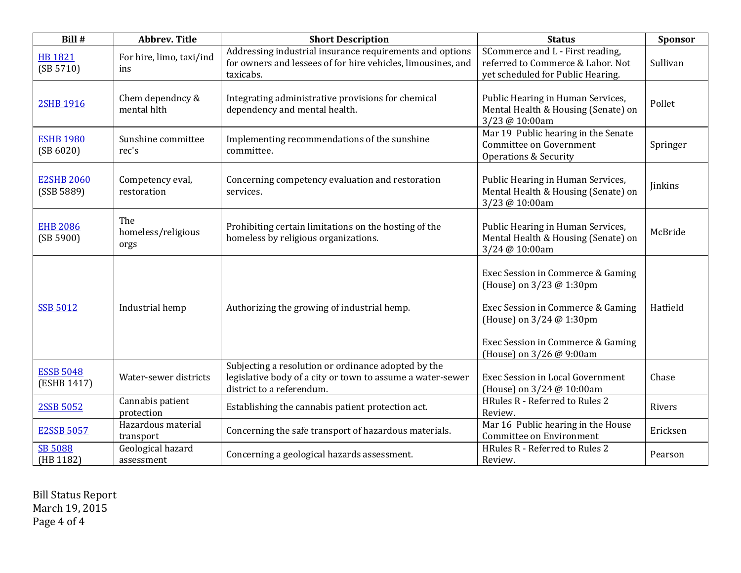| Bill # | Abbrev. Title | Short Description | Status | Sponsor |
|---|---|---|---|---|
| HB 1821 (SB 5710) | For hire, limo, taxi/ind ins | Addressing industrial insurance requirements and options for owners and lessees of for hire vehicles, limousines, and taxicabs. | SCommerce and L - First reading, referred to Commerce & Labor. Not yet scheduled for Public Hearing. | Sullivan |
| 2SHB 1916 | Chem dependncy & mental hlth | Integrating administrative provisions for chemical dependency and mental health. | Public Hearing in Human Services, Mental Health & Housing (Senate) on 3/23 @ 10:00am | Pollet |
| ESHB 1980 (SB 6020) | Sunshine committee rec's | Implementing recommendations of the sunshine committee. | Mar 19 Public hearing in the Senate Committee on Government Operations & Security | Springer |
| E2SHB 2060 (SSB 5889) | Competency eval, restoration | Concerning competency evaluation and restoration services. | Public Hearing in Human Services, Mental Health & Housing (Senate) on 3/23 @ 10:00am | Jinkins |
| EHB 2086 (SB 5900) | The homeless/religious orgs | Prohibiting certain limitations on the hosting of the homeless by religious organizations. | Public Hearing in Human Services, Mental Health & Housing (Senate) on 3/24 @ 10:00am | McBride |
| SSB 5012 | Industrial hemp | Authorizing the growing of industrial hemp. | Exec Session in Commerce & Gaming (House) on 3/23 @ 1:30pm<br><br>Exec Session in Commerce & Gaming (House) on 3/24 @ 1:30pm<br><br>Exec Session in Commerce & Gaming (House) on 3/26 @ 9:00am | Hatfield |
| ESSB 5048 (ESHB 1417) | Water-sewer districts | Subjecting a resolution or ordinance adopted by the legislative body of a city or town to assume a water-sewer district to a referendum. | Exec Session in Local Government (House) on 3/24 @ 10:00am | Chase |
| 2SSB 5052 | Cannabis patient protection | Establishing the cannabis patient protection act. | HRules R - Referred to Rules 2 Review. | Rivers |
| E2SSB 5057 | Hazardous material transport | Concerning the safe transport of hazardous materials. | Mar 16 Public hearing in the House Committee on Environment | Ericksen |
| SB 5088 (HB 1182) | Geological hazard assessment | Concerning a geological hazards assessment. | HRules R - Referred to Rules 2 Review. | Pearson |

Bill Status Report
March 19, 2015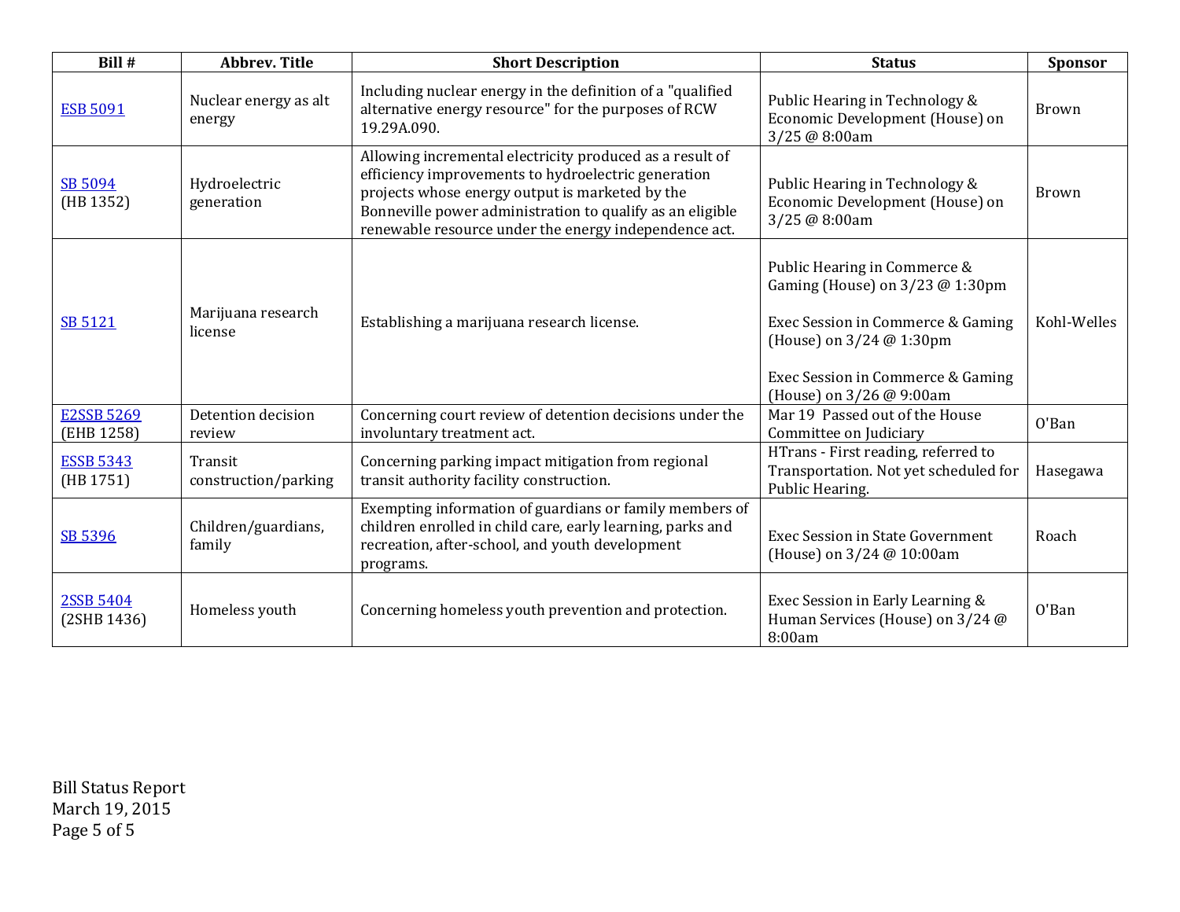| Bill # | Abbrev. Title | Short Description | Status | Sponsor |
|---|---|---|---|---|
| ESB 5091 | Nuclear energy as alt energy | Including nuclear energy in the definition of a "qualified alternative energy resource" for the purposes of RCW 19.29A.090. | Public Hearing in Technology & Economic Development (House) on 3/25 @ 8:00am | Brown |
| SB 5094 (HB 1352) | Hydroelectric generation | Allowing incremental electricity produced as a result of efficiency improvements to hydroelectric generation projects whose energy output is marketed by the Bonneville power administration to qualify as an eligible renewable resource under the energy independence act. | Public Hearing in Technology & Economic Development (House) on 3/25 @ 8:00am | Brown |
| SB 5121 | Marijuana research license | Establishing a marijuana research license. | Public Hearing in Commerce & Gaming (House) on 3/23 @ 1:30pm<br><br>Exec Session in Commerce & Gaming (House) on 3/24 @ 1:30pm<br><br>Exec Session in Commerce & Gaming (House) on 3/26 @ 9:00am | Kohl-Welles |
| E2SSB 5269 (EHB 1258) | Detention decision review | Concerning court review of detention decisions under the involuntary treatment act. | Mar 19 Passed out of the House Committee on Judiciary | O'Ban |
| ESSB 5343 (HB 1751) | Transit construction/parking | Concerning parking impact mitigation from regional transit authority facility construction. | HTrans - First reading, referred to Transportation. Not yet scheduled for Public Hearing. | Hasegawa |
| SB 5396 | Children/guardians, family | Exempting information of guardians or family members of children enrolled in child care, early learning, parks and recreation, after-school, and youth development programs. | Exec Session in State Government (House) on 3/24 @ 10:00am | Roach |
| 2SSB 5404 (2SHB 1436) | Homeless youth | Concerning homeless youth prevention and protection. | Exec Session in Early Learning & Human Services (House) on 3/24 @ 8:00am | O'Ban |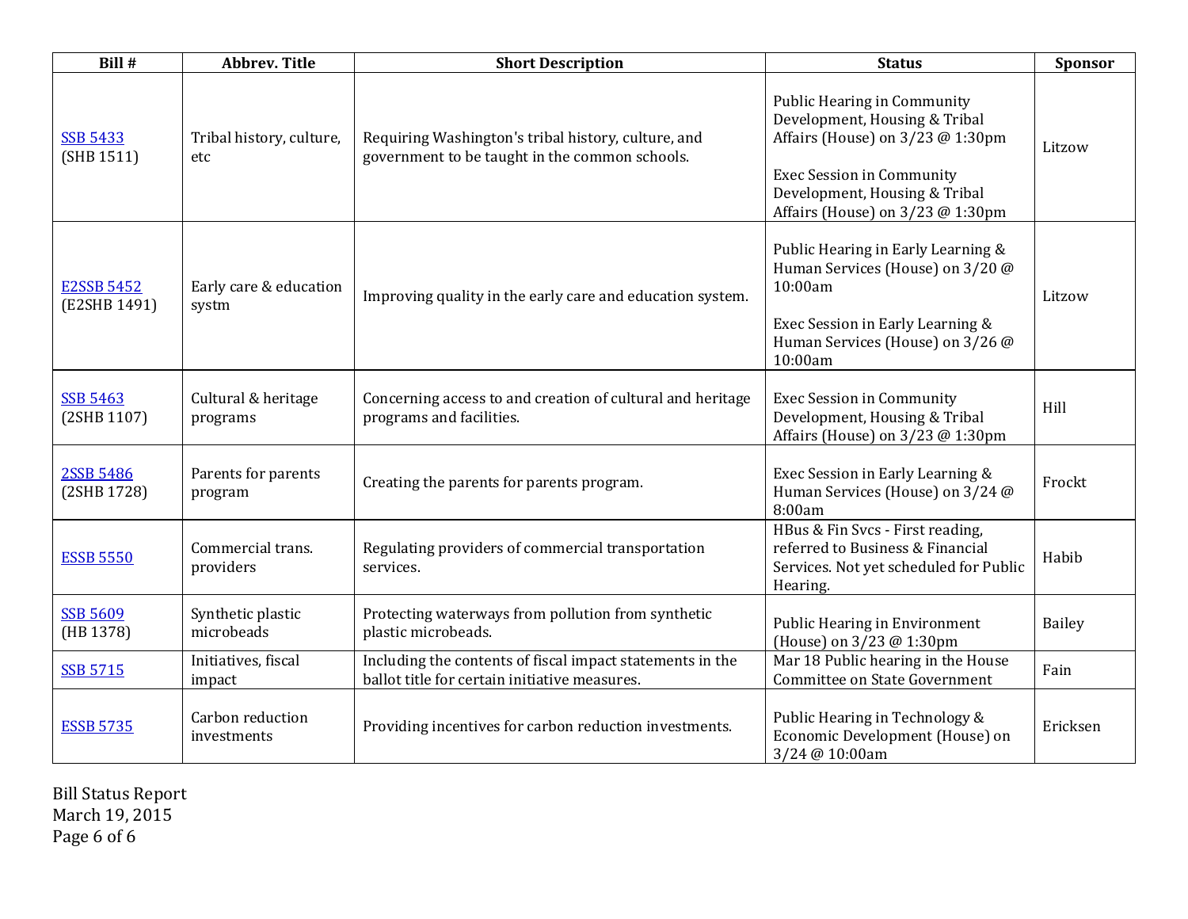| Bill # | Abbrev. Title | Short Description | Status | Sponsor |
|---|---|---|---|---|
| SSB 5433 (SHB 1511) | Tribal history, culture, etc | Requiring Washington's tribal history, culture, and government to be taught in the common schools. | Public Hearing in Community Development, Housing & Tribal Affairs (House) on 3/23 @ 1:30pm<br><br>Exec Session in Community Development, Housing & Tribal Affairs (House) on 3/23 @ 1:30pm | Litzow |
| E2SSB 5452 (E2SHB 1491) | Early care & education systm | Improving quality in the early care and education system. | Public Hearing in Early Learning & Human Services (House) on 3/20 @ 10:00am<br><br>Exec Session in Early Learning & Human Services (House) on 3/26 @ 10:00am | Litzow |
| SSB 5463 (2SHB 1107) | Cultural & heritage programs | Concerning access to and creation of cultural and heritage programs and facilities. | Exec Session in Community Development, Housing & Tribal Affairs (House) on 3/23 @ 1:30pm | Hill |
| 2SSB 5486 (2SHB 1728) | Parents for parents program | Creating the parents for parents program. | Exec Session in Early Learning & Human Services (House) on 3/24 @ 8:00am | Frockt |
| ESSB 5550 | Commercial trans. providers | Regulating providers of commercial transportation services. | HBus & Fin Svcs - First reading, referred to Business & Financial Services. Not yet scheduled for Public Hearing. | Habib |
| SSB 5609 (HB 1378) | Synthetic plastic microbeads | Protecting waterways from pollution from synthetic plastic microbeads. | Public Hearing in Environment (House) on 3/23 @ 1:30pm | Bailey |
| SSB 5715 | Initiatives, fiscal impact | Including the contents of fiscal impact statements in the ballot title for certain initiative measures. | Mar 18 Public hearing in the House Committee on State Government | Fain |
| ESSB 5735 | Carbon reduction investments | Providing incentives for carbon reduction investments. | Public Hearing in Technology & Economic Development (House) on 3/24 @ 10:00am | Ericksen |

Bill Status Report
March 19, 2015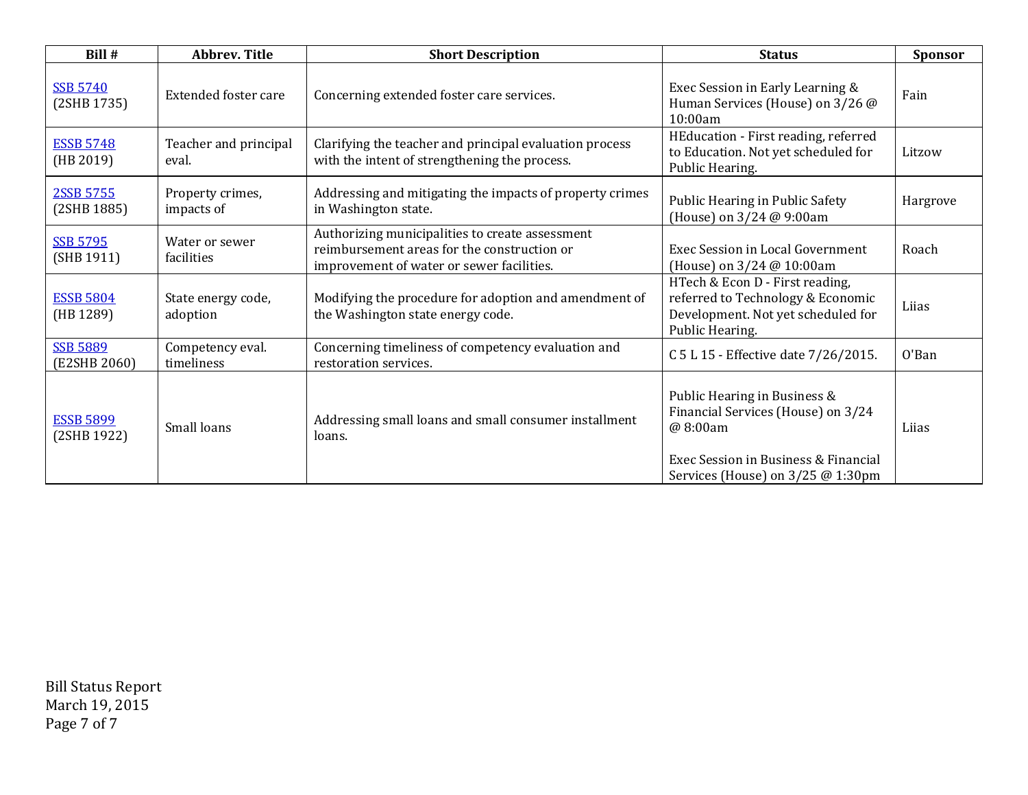| Bill # | Abbrev. Title | Short Description | Status | Sponsor |
|---|---|---|---|---|
| SSB 5740 (2SHB 1735) | Extended foster care | Concerning extended foster care services. | Exec Session in Early Learning & Human Services (House) on 3/26 @ 10:00am | Fain |
| ESSB 5748 (HB 2019) | Teacher and principal eval. | Clarifying the teacher and principal evaluation process with the intent of strengthening the process. | HEducation - First reading, referred to Education. Not yet scheduled for Public Hearing. | Litzow |
| 2SSB 5755 (2SHB 1885) | Property crimes, impacts of | Addressing and mitigating the impacts of property crimes in Washington state. | Public Hearing in Public Safety (House) on 3/24 @ 9:00am | Hargrove |
| SSB 5795 (SHB 1911) | Water or sewer facilities | Authorizing municipalities to create assessment reimbursement areas for the construction or improvement of water or sewer facilities. | Exec Session in Local Government (House) on 3/24 @ 10:00am | Roach |
| ESSB 5804 (HB 1289) | State energy code, adoption | Modifying the procedure for adoption and amendment of the Washington state energy code. | HTech & Econ D - First reading, referred to Technology & Economic Development. Not yet scheduled for Public Hearing. | Liias |
| SSB 5889 (E2SHB 2060) | Competency eval. timeliness | Concerning timeliness of competency evaluation and restoration services. | C 5 L 15 - Effective date 7/26/2015. | O'Ban |
| ESSB 5899 (2SHB 1922) | Small loans | Addressing small loans and small consumer installment loans. | Public Hearing in Business & Financial Services (House) on 3/24 @ 8:00am<br><br>Exec Session in Business & Financial Services (House) on 3/25 @ 1:30pm | Liias |

Bill Status Report
March 19, 2015